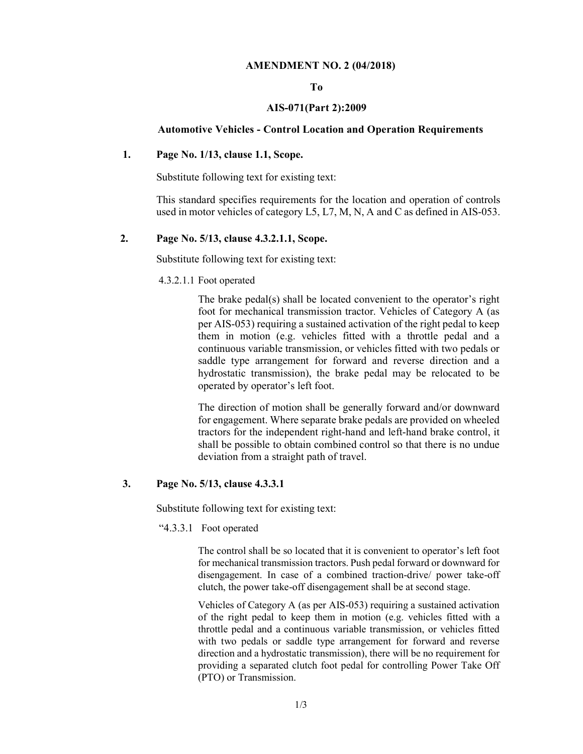**AMENDMENT NO. 2 (04/2018)**

**To**

**AIS-071(Part 2):2009**

**Automotive Vehicles - Control Location and Operation Requirements**

**1. Page No. 1/13, clause 1.1, Scope.**

Substitute following text for existing text:

This standard specifies requirements for the location and operation of controls used in motor vehicles of category L5, L7, M, N, A and C as defined in AIS-053.

**2. Page No. 5/13, clause 4.3.2.1.1, Scope.**

Substitute following text for existing text:

4.3.2.1.1 Foot operated

The brake pedal(s) shall be located convenient to the operator's right foot for mechanical transmission tractor. Vehicles of Category A (as per AIS-053) requiring a sustained activation of the right pedal to keep them in motion (e.g. vehicles fitted with a throttle pedal and a continuous variable transmission, or vehicles fitted with two pedals or saddle type arrangement for forward and reverse direction and a hydrostatic transmission), the brake pedal may be relocated to be operated by operator's left foot.

The direction of motion shall be generally forward and/or downward for engagement. Where separate brake pedals are provided on wheeled tractors for the independent right-hand and left-hand brake control, it shall be possible to obtain combined control so that there is no undue deviation from a straight path of travel.

**3. Page No. 5/13, clause 4.3.3.1**

Substitute following text for existing text:

"4.3.3.1 Foot operated

The control shall be so located that it is convenient to operator's left foot for mechanical transmission tractors. Push pedal forward or downward for disengagement. In case of a combined traction-drive/ power take-off clutch, the power take-off disengagement shall be at second stage.

Vehicles of Category A (as per AIS-053) requiring a sustained activation of the right pedal to keep them in motion (e.g. vehicles fitted with a throttle pedal and a continuous variable transmission, or vehicles fitted with two pedals or saddle type arrangement for forward and reverse direction and a hydrostatic transmission), there will be no requirement for providing a separated clutch foot pedal for controlling Power Take Off (PTO) or Transmission.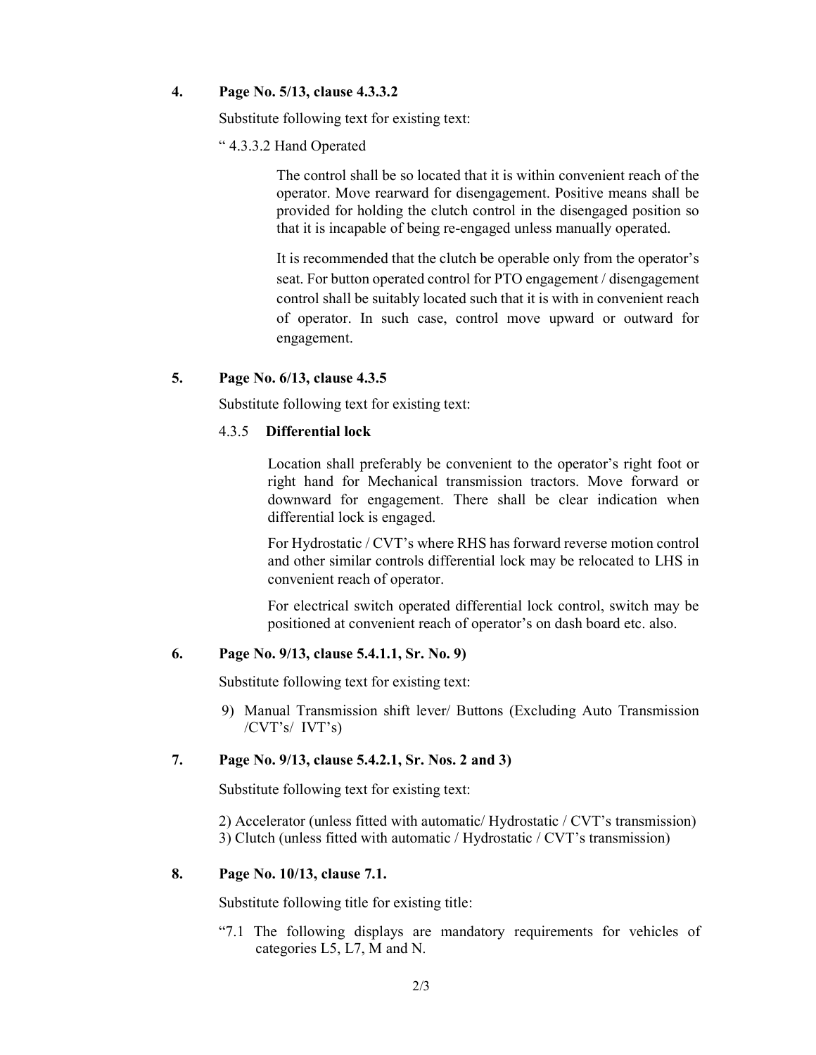**4. Page No. 5/13, clause 4.3.3.2**

Substitute following text for existing text:

" 4.3.3.2 Hand Operated

The control shall be so located that it is within convenient reach of the operator. Move rearward for disengagement. Positive means shall be provided for holding the clutch control in the disengaged position so that it is incapable of being re-engaged unless manually operated.

It is recommended that the clutch be operable only from the operator's seat. For button operated control for PTO engagement / disengagement control shall be suitably located such that it is with in convenient reach of operator. In such case, control move upward or outward for engagement.

**5. Page No. 6/13, clause 4.3.5**

Substitute following text for existing text:

4.3.5 **Differential lock**

Location shall preferably be convenient to the operator's right foot or right hand for Mechanical transmission tractors. Move forward or downward for engagement. There shall be clear indication when differential lock is engaged.

For Hydrostatic / CVT's where RHS has forward reverse motion control and other similar controls differential lock may be relocated to LHS in convenient reach of operator.

For electrical switch operated differential lock control, switch may be positioned at convenient reach of operator's on dash board etc. also.

**6. Page No. 9/13, clause 5.4.1.1, Sr. No. 9)**

Substitute following text for existing text:

9) Manual Transmission shift lever/ Buttons (Excluding Auto Transmission /CVT's/ IVT's)

**7. Page No. 9/13, clause 5.4.2.1, Sr. Nos. 2 and 3)**

Substitute following text for existing text:

2) Accelerator (unless fitted with automatic/ Hydrostatic / CVT's transmission)
3) Clutch (unless fitted with automatic / Hydrostatic / CVT's transmission)

**8. Page No. 10/13, clause 7.1.**

Substitute following title for existing title:

"7.1 The following displays are mandatory requirements for vehicles of categories L5, L7, M and N.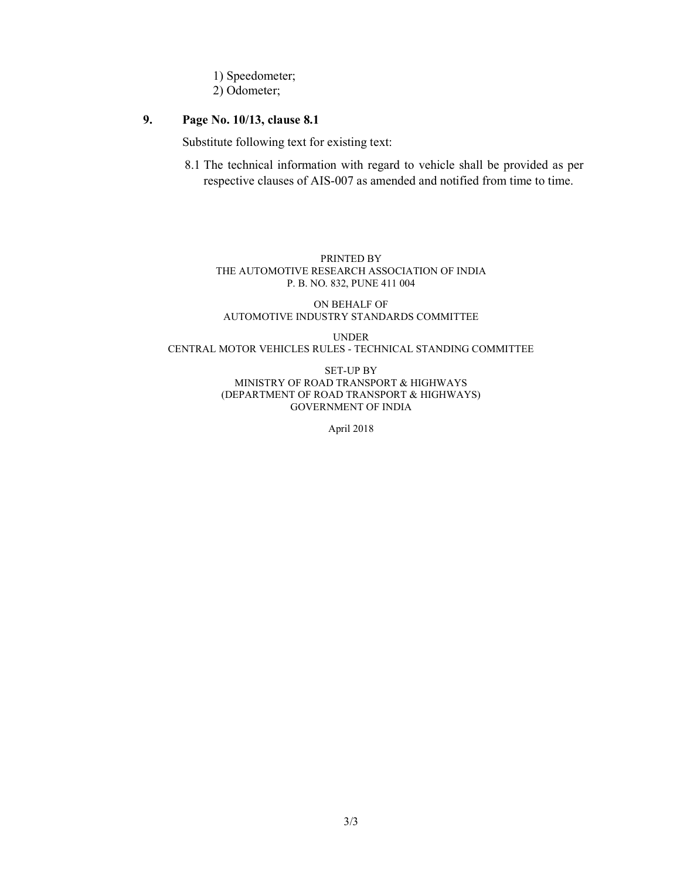1) Speedometer;

2) Odometer;

**9. Page No. 10/13, clause 8.1**

Substitute following text for existing text:

8.1 The technical information with regard to vehicle shall be provided as per respective clauses of AIS-007 as amended and notified from time to time.

PRINTED BY
THE AUTOMOTIVE RESEARCH ASSOCIATION OF INDIA
P. B. NO. 832, PUNE 411 004

ON BEHALF OF
AUTOMOTIVE INDUSTRY STANDARDS COMMITTEE

UNDER
CENTRAL MOTOR VEHICLES RULES - TECHNICAL STANDING COMMITTEE

SET-UP BY
MINISTRY OF ROAD TRANSPORT & HIGHWAYS
(DEPARTMENT OF ROAD TRANSPORT & HIGHWAYS)
GOVERNMENT OF INDIA

April 2018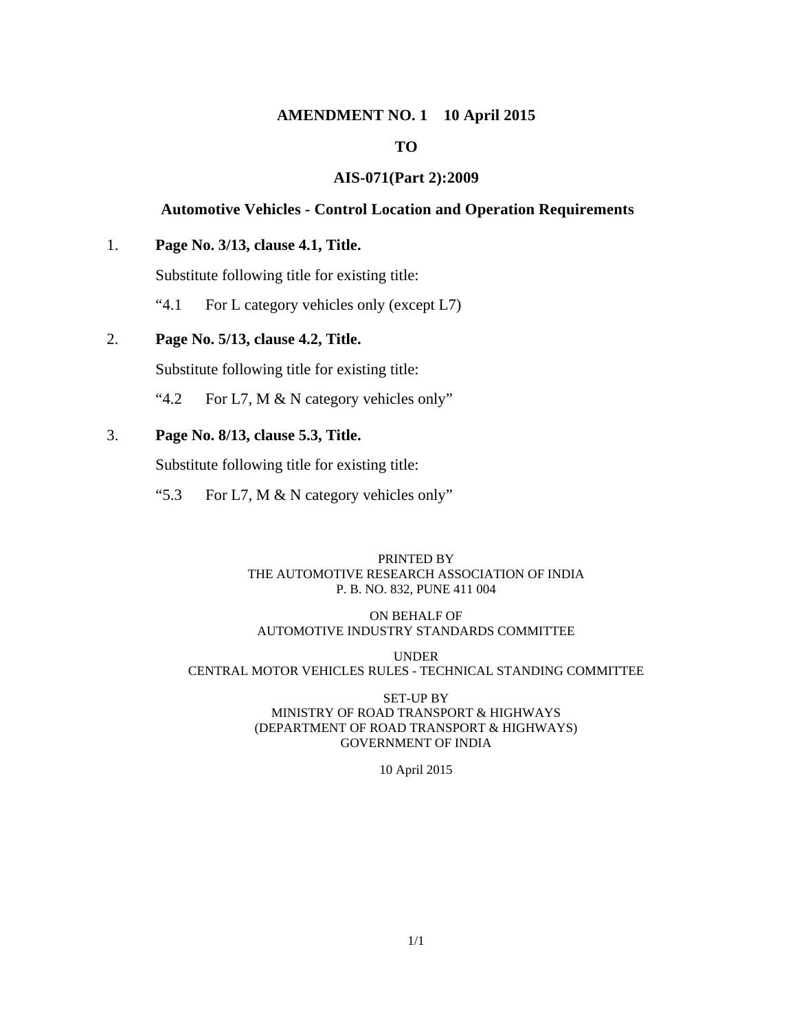**AMENDMENT NO. 1 10 April 2015**

**TO**

**AIS-071(Part 2):2009**

**Automotive Vehicles - Control Location and Operation Requirements**

1. **Page No. 3/13, clause 4.1, Title.**

   Substitute following title for existing title:

   "4.1 For L category vehicles only (except L7)

2. **Page No. 5/13, clause 4.2, Title.**

   Substitute following title for existing title:

   "4.2 For L7, M & N category vehicles only"

3. **Page No. 8/13, clause 5.3, Title.**

   Substitute following title for existing title:

   "5.3 For L7, M & N category vehicles only"

PRINTED BY
THE AUTOMOTIVE RESEARCH ASSOCIATION OF INDIA
P. B. NO. 832, PUNE 411 004

ON BEHALF OF
AUTOMOTIVE INDUSTRY STANDARDS COMMITTEE

UNDER
CENTRAL MOTOR VEHICLES RULES - TECHNICAL STANDING COMMITTEE

SET-UP BY
MINISTRY OF ROAD TRANSPORT & HIGHWAYS
(DEPARTMENT OF ROAD TRANSPORT & HIGHWAYS)
GOVERNMENT OF INDIA

10 April 2015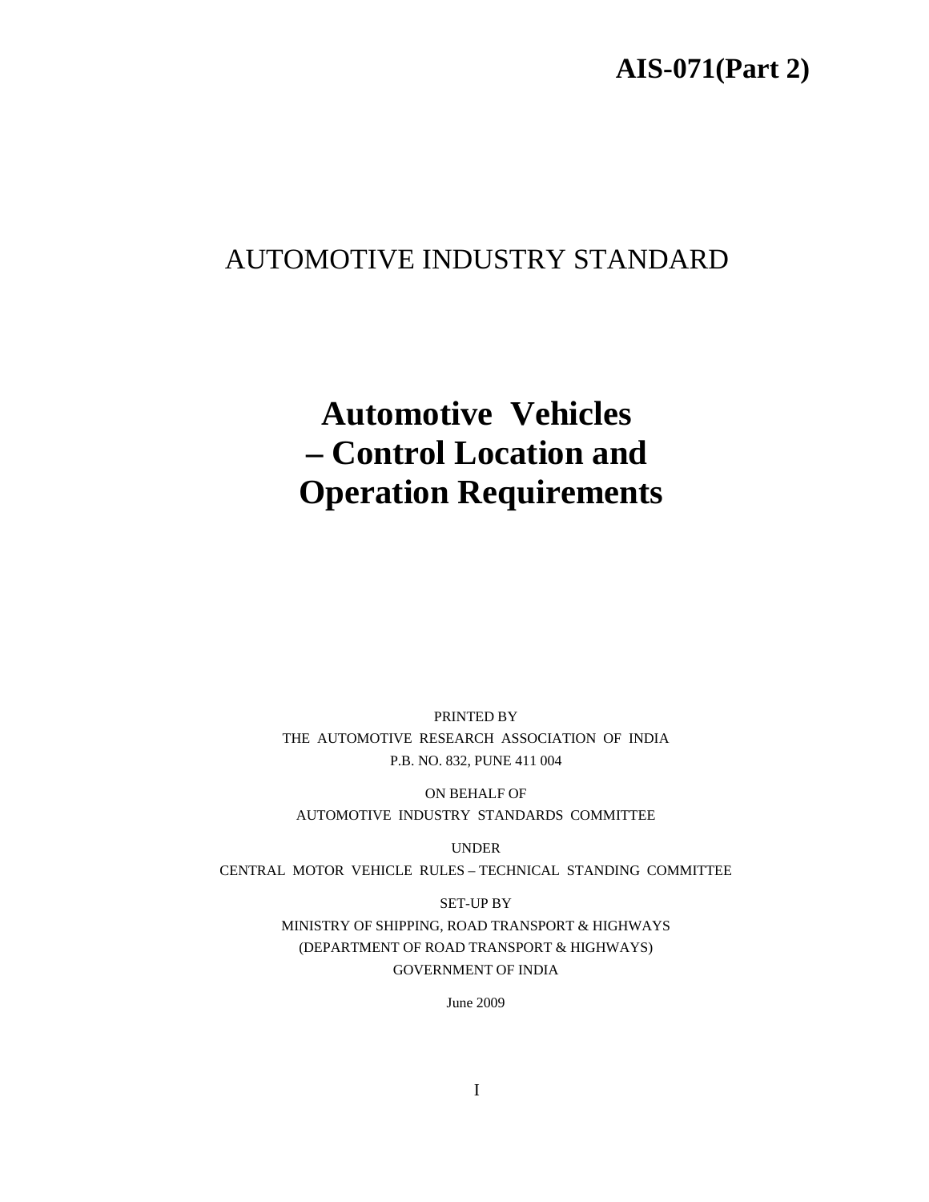# AIS-071(Part 2)

## AUTOMOTIVE INDUSTRY STANDARD

# Automotive Vehicles – Control Location and Operation Requirements

PRINTED BY
THE AUTOMOTIVE RESEARCH ASSOCIATION OF INDIA
P.B. NO. 832, PUNE 411 004

ON BEHALF OF
AUTOMOTIVE INDUSTRY STANDARDS COMMITTEE

UNDER
CENTRAL MOTOR VEHICLE RULES – TECHNICAL STANDING COMMITTEE

SET-UP BY
MINISTRY OF SHIPPING, ROAD TRANSPORT & HIGHWAYS
(DEPARTMENT OF ROAD TRANSPORT & HIGHWAYS)
GOVERNMENT OF INDIA

June 2009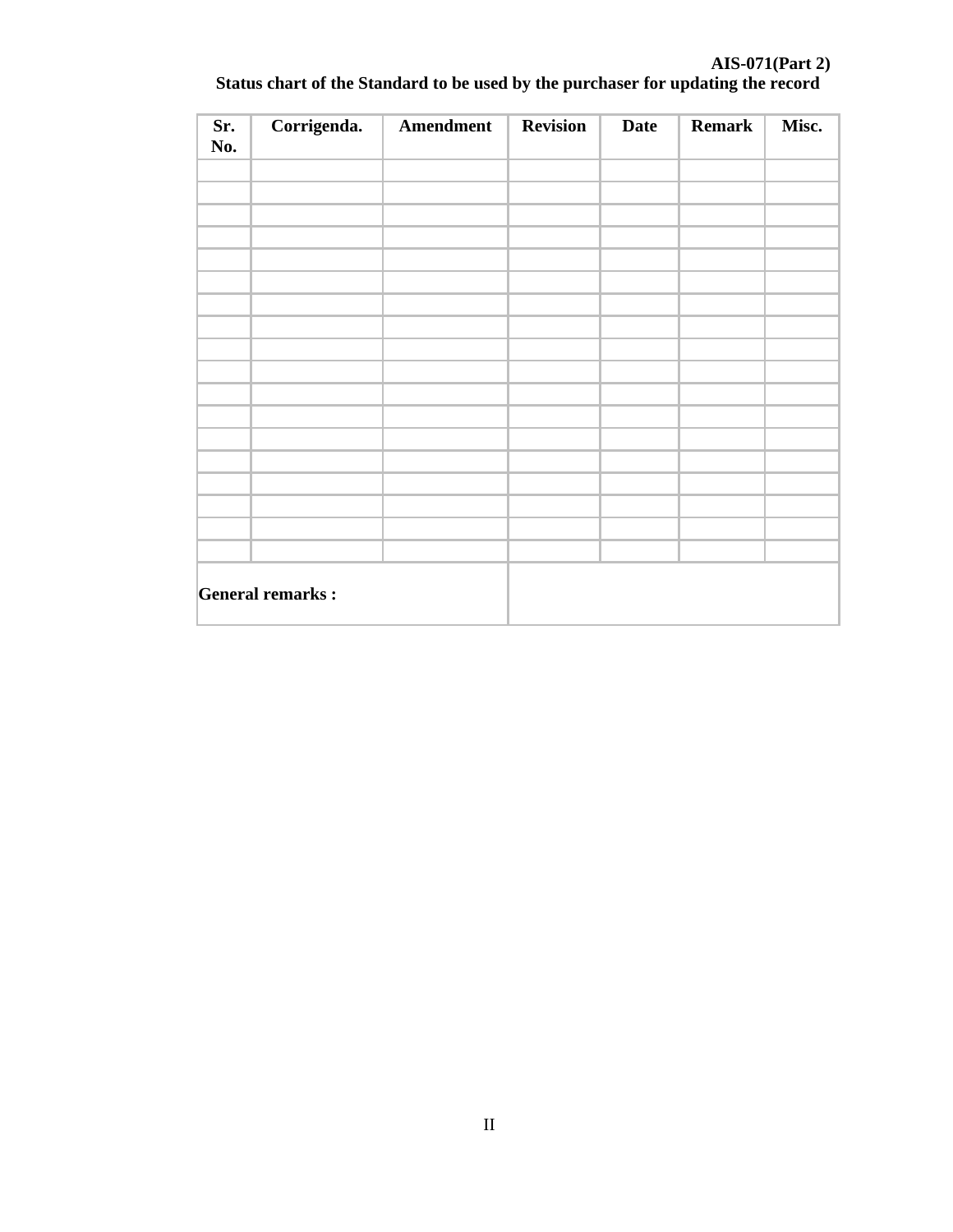**Status chart of the Standard to be used by the purchaser for updating the record**

| Sr. No. | Corrigenda. | Amendment | Revision | Date | Remark | Misc. |
|---|---|---|---|---|---|---|
| | | | | | | |
| | | | | | | |
| | | | | | | |
| | | | | | | |
| | | | | | | |
| | | | | | | |
| | | | | | | |
| | | | | | | |
| | | | | | | |
| | | | | | | |
| | | | | | | |
| | | | | | | |
| | | | | | | |
| | | | | | | |
| | | | | | | |
| | | | | | | |
| | | | | | | |
| | | | | | | |
| **General remarks :** | | | | | | |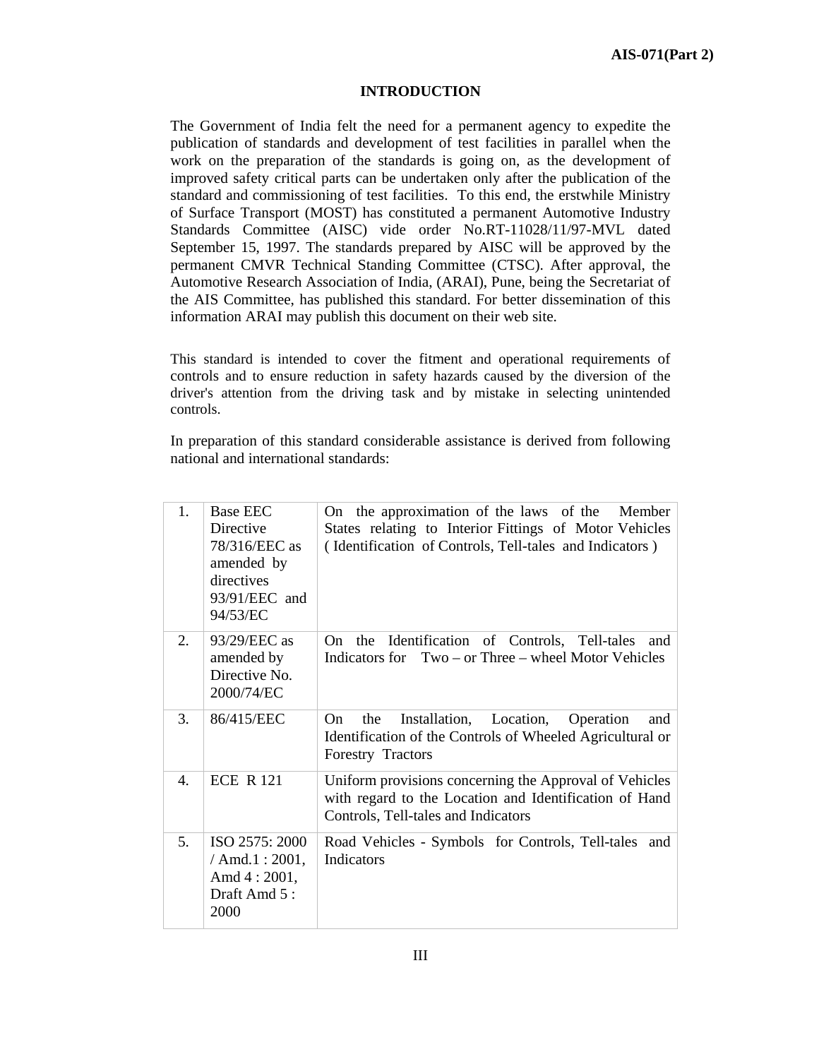## INTRODUCTION

The Government of India felt the need for a permanent agency to expedite the publication of standards and development of test facilities in parallel when the work on the preparation of the standards is going on, as the development of improved safety critical parts can be undertaken only after the publication of the standard and commissioning of test facilities. To this end, the erstwhile Ministry of Surface Transport (MOST) has constituted a permanent Automotive Industry Standards Committee (AISC) vide order No.RT-11028/11/97-MVL dated September 15, 1997. The standards prepared by AISC will be approved by the permanent CMVR Technical Standing Committee (CTSC). After approval, the Automotive Research Association of India, (ARAI), Pune, being the Secretariat of the AIS Committee, has published this standard. For better dissemination of this information ARAI may publish this document on their web site.

This standard is intended to cover the fitment and operational requirements of controls and to ensure reduction in safety hazards caused by the diversion of the driver's attention from the driving task and by mistake in selecting unintended controls.

In preparation of this standard considerable assistance is derived from following national and international standards:

| | | |
|---|---|---|
| 1. | Base EEC Directive 78/316/EEC as amended by directives 93/91/EEC and 94/53/EC | On the approximation of the laws of the Member States relating to Interior Fittings of Motor Vehicles ( Identification of Controls, Tell-tales and Indicators ) |
| 2. | 93/29/EEC as amended by Directive No. 2000/74/EC | On the Identification of Controls, Tell-tales and Indicators for Two – or Three – wheel Motor Vehicles |
| 3. | 86/415/EEC | On the Installation, Location, Operation and Identification of the Controls of Wheeled Agricultural or Forestry Tractors |
| 4. | ECE R 121 | Uniform provisions concerning the Approval of Vehicles with regard to the Location and Identification of Hand Controls, Tell-tales and Indicators |
| 5. | ISO 2575: 2000 / Amd.1 : 2001, Amd 4 : 2001, Draft Amd 5 : 2000 | Road Vehicles - Symbols for Controls, Tell-tales and Indicators |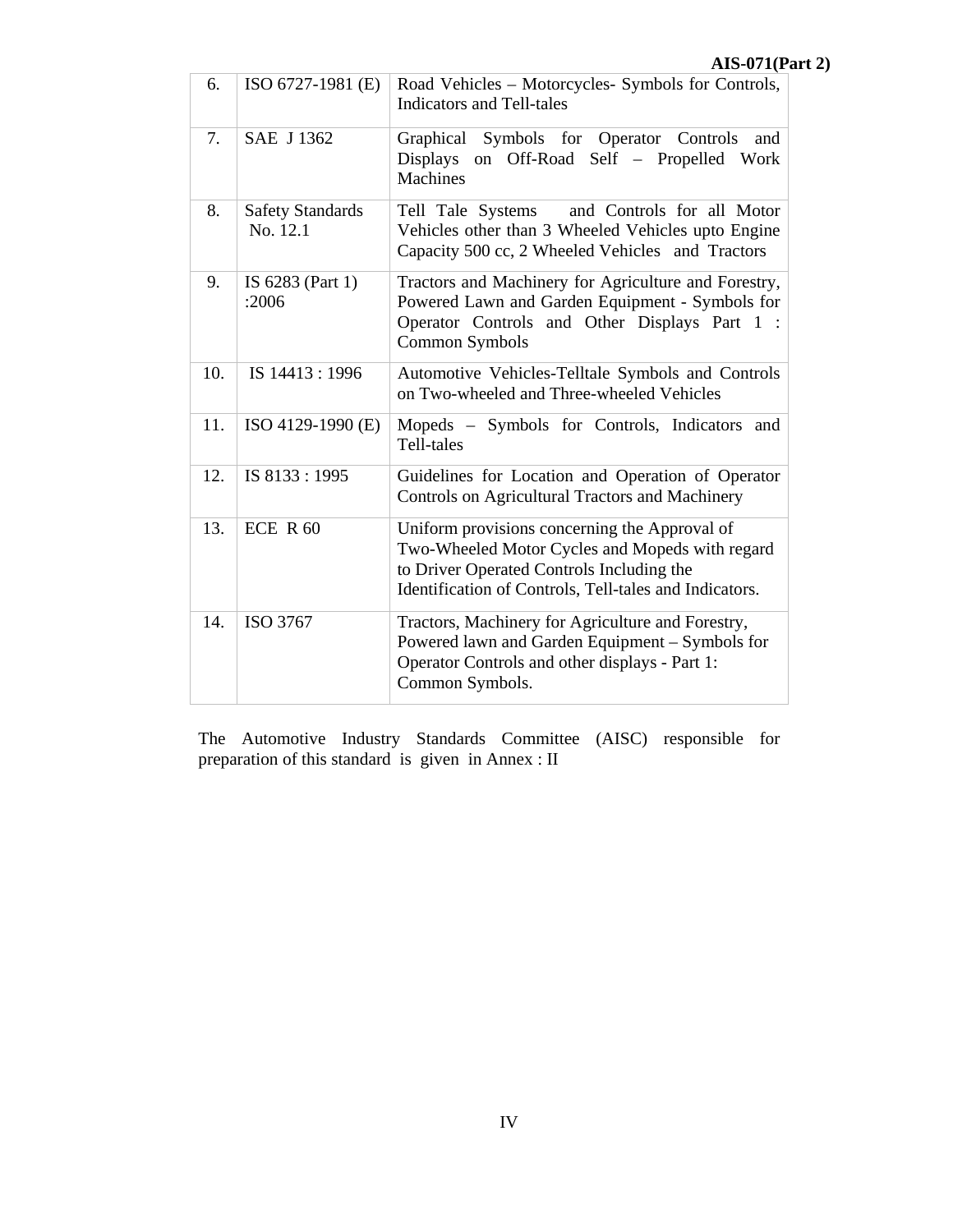| 6. | ISO 6727-1981 (E) | Road Vehicles – Motorcycles- Symbols for Controls, Indicators and Tell-tales |
|---|---|---|
| 7. | SAE J 1362 | Graphical Symbols for Operator Controls and Displays on Off-Road Self – Propelled Work Machines |
| 8. | Safety Standards No. 12.1 | Tell Tale Systems and Controls for all Motor Vehicles other than 3 Wheeled Vehicles upto Engine Capacity 500 cc, 2 Wheeled Vehicles and Tractors |
| 9. | IS 6283 (Part 1) :2006 | Tractors and Machinery for Agriculture and Forestry, Powered Lawn and Garden Equipment - Symbols for Operator Controls and Other Displays Part 1 : Common Symbols |
| 10. | IS 14413 : 1996 | Automotive Vehicles-Telltale Symbols and Controls on Two-wheeled and Three-wheeled Vehicles |
| 11. | ISO 4129-1990 (E) | Mopeds – Symbols for Controls, Indicators and Tell-tales |
| 12. | IS 8133 : 1995 | Guidelines for Location and Operation of Operator Controls on Agricultural Tractors and Machinery |
| 13. | ECE R 60 | Uniform provisions concerning the Approval of Two-Wheeled Motor Cycles and Mopeds with regard to Driver Operated Controls Including the Identification of Controls, Tell-tales and Indicators. |
| 14. | ISO 3767 | Tractors, Machinery for Agriculture and Forestry, Powered lawn and Garden Equipment – Symbols for Operator Controls and other displays - Part 1: Common Symbols. |

The Automotive Industry Standards Committee (AISC) responsible for preparation of this standard is given in Annex : II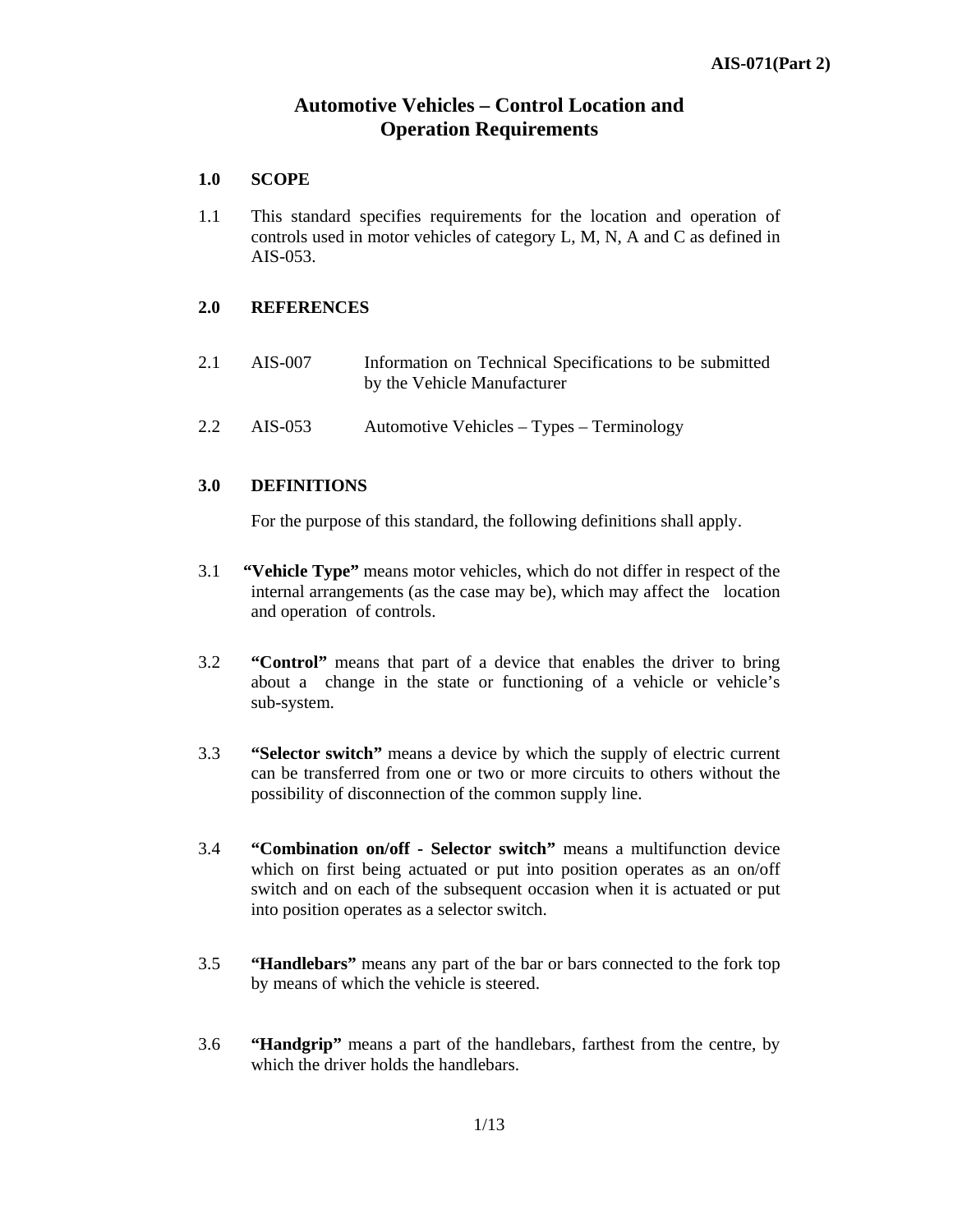# Automotive Vehicles – Control Location and Operation Requirements

## 1.0 SCOPE

1.1 This standard specifies requirements for the location and operation of controls used in motor vehicles of category L, M, N, A and C as defined in AIS-053.

## 2.0 REFERENCES

| | | |
|---|---|---|
| 2.1 | AIS-007 | Information on Technical Specifications to be submitted by the Vehicle Manufacturer |
| 2.2 | AIS-053 | Automotive Vehicles – Types – Terminology |

## 3.0 DEFINITIONS

For the purpose of this standard, the following definitions shall apply.

3.1 **"Vehicle Type"** means motor vehicles, which do not differ in respect of the internal arrangements (as the case may be), which may affect the location and operation of controls.

3.2 **"Control"** means that part of a device that enables the driver to bring about a change in the state or functioning of a vehicle or vehicle's sub-system.

3.3 **"Selector switch"** means a device by which the supply of electric current can be transferred from one or two or more circuits to others without the possibility of disconnection of the common supply line.

3.4 **"Combination on/off - Selector switch"** means a multifunction device which on first being actuated or put into position operates as an on/off switch and on each of the subsequent occasion when it is actuated or put into position operates as a selector switch.

3.5 **"Handlebars"** means any part of the bar or bars connected to the fork top by means of which the vehicle is steered.

3.6 **"Handgrip"** means a part of the handlebars, farthest from the centre, by which the driver holds the handlebars.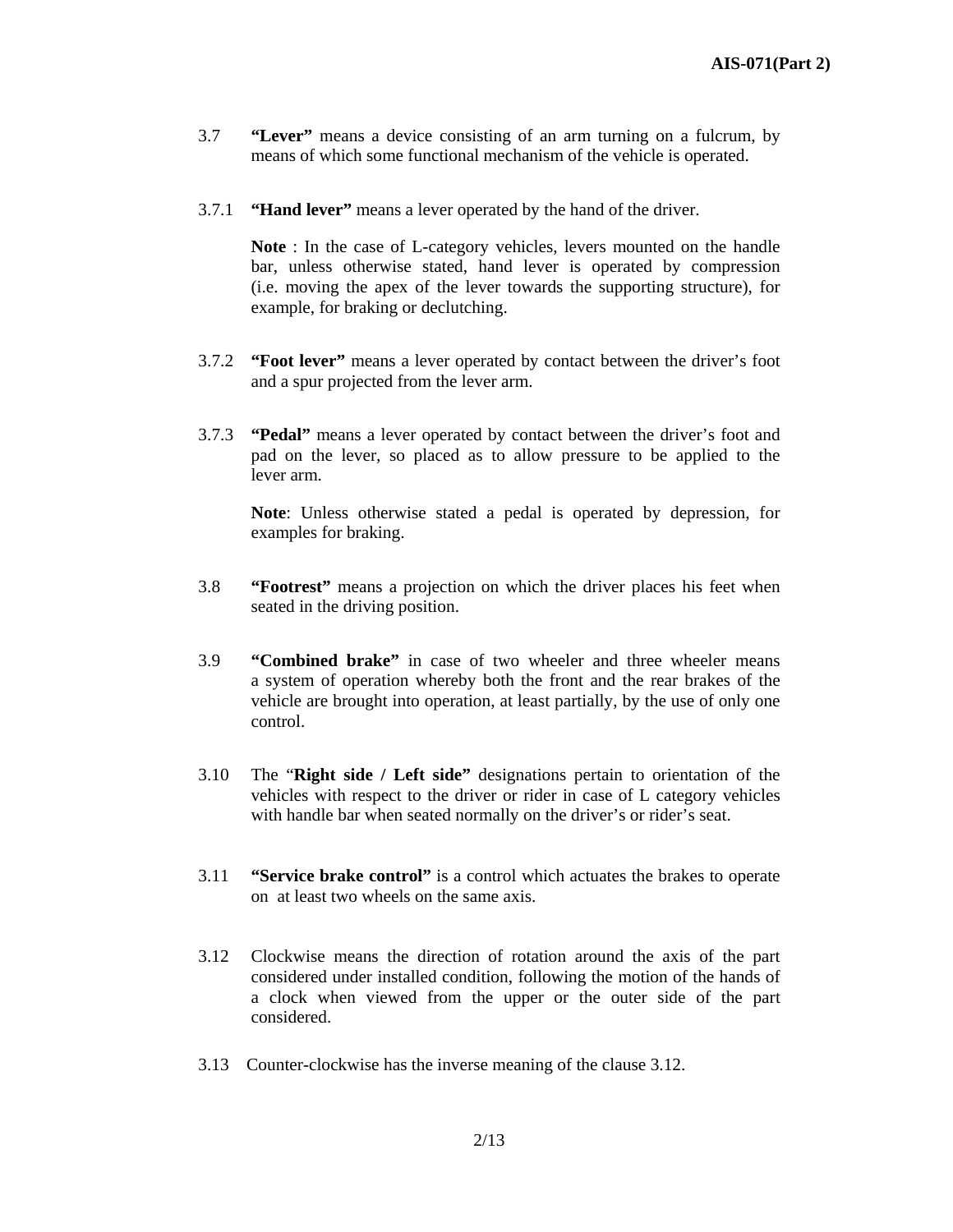3.7 **"Lever"** means a device consisting of an arm turning on a fulcrum, by means of which some functional mechanism of the vehicle is operated.

3.7.1 **"Hand lever"** means a lever operated by the hand of the driver.

**Note** : In the case of L-category vehicles, levers mounted on the handle bar, unless otherwise stated, hand lever is operated by compression (i.e. moving the apex of the lever towards the supporting structure), for example, for braking or declutching.

3.7.2 **"Foot lever"** means a lever operated by contact between the driver's foot and a spur projected from the lever arm.

3.7.3 **"Pedal"** means a lever operated by contact between the driver's foot and pad on the lever, so placed as to allow pressure to be applied to the lever arm.

**Note**: Unless otherwise stated a pedal is operated by depression, for examples for braking.

3.8 **"Footrest"** means a projection on which the driver places his feet when seated in the driving position.

3.9 **"Combined brake"** in case of two wheeler and three wheeler means a system of operation whereby both the front and the rear brakes of the vehicle are brought into operation, at least partially, by the use of only one control.

3.10 The "**Right side / Left side"** designations pertain to orientation of the vehicles with respect to the driver or rider in case of L category vehicles with handle bar when seated normally on the driver's or rider's seat.

3.11 **"Service brake control"** is a control which actuates the brakes to operate on at least two wheels on the same axis.

3.12 Clockwise means the direction of rotation around the axis of the part considered under installed condition, following the motion of the hands of a clock when viewed from the upper or the outer side of the part considered.

3.13 Counter-clockwise has the inverse meaning of the clause 3.12.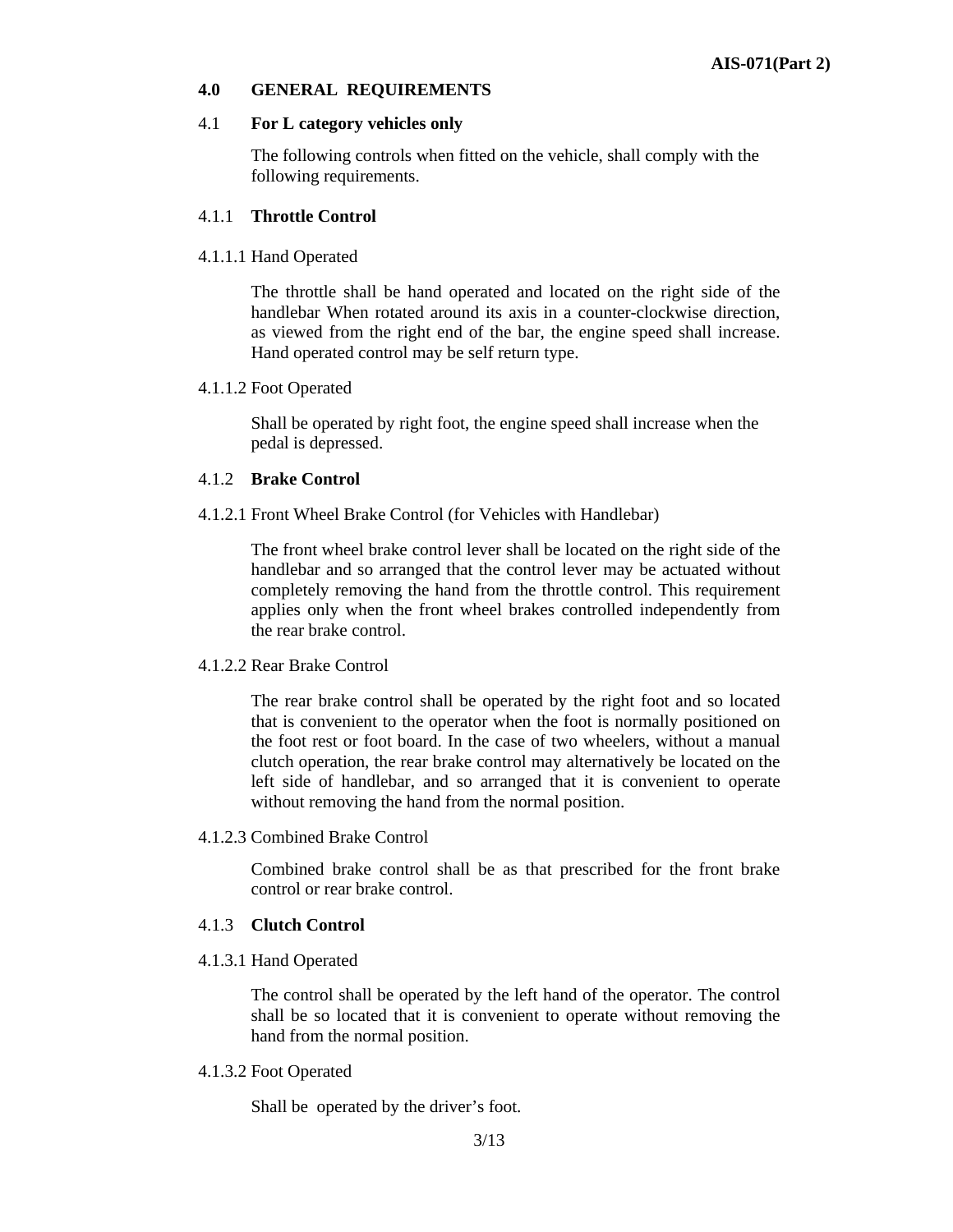## 4.0 GENERAL REQUIREMENTS

### 4.1 **For L category vehicles only**

The following controls when fitted on the vehicle, shall comply with the following requirements.

#### 4.1.1 **Throttle Control**

4.1.1.1 Hand Operated

The throttle shall be hand operated and located on the right side of the handlebar When rotated around its axis in a counter-clockwise direction, as viewed from the right end of the bar, the engine speed shall increase. Hand operated control may be self return type.

4.1.1.2 Foot Operated

Shall be operated by right foot, the engine speed shall increase when the pedal is depressed.

#### 4.1.2 **Brake Control**

4.1.2.1 Front Wheel Brake Control (for Vehicles with Handlebar)

The front wheel brake control lever shall be located on the right side of the handlebar and so arranged that the control lever may be actuated without completely removing the hand from the throttle control. This requirement applies only when the front wheel brakes controlled independently from the rear brake control.

4.1.2.2 Rear Brake Control

The rear brake control shall be operated by the right foot and so located that is convenient to the operator when the foot is normally positioned on the foot rest or foot board. In the case of two wheelers, without a manual clutch operation, the rear brake control may alternatively be located on the left side of handlebar, and so arranged that it is convenient to operate without removing the hand from the normal position.

4.1.2.3 Combined Brake Control

Combined brake control shall be as that prescribed for the front brake control or rear brake control.

#### 4.1.3 **Clutch Control**

4.1.3.1 Hand Operated

The control shall be operated by the left hand of the operator. The control shall be so located that it is convenient to operate without removing the hand from the normal position.

4.1.3.2 Foot Operated

Shall be operated by the driver's foot.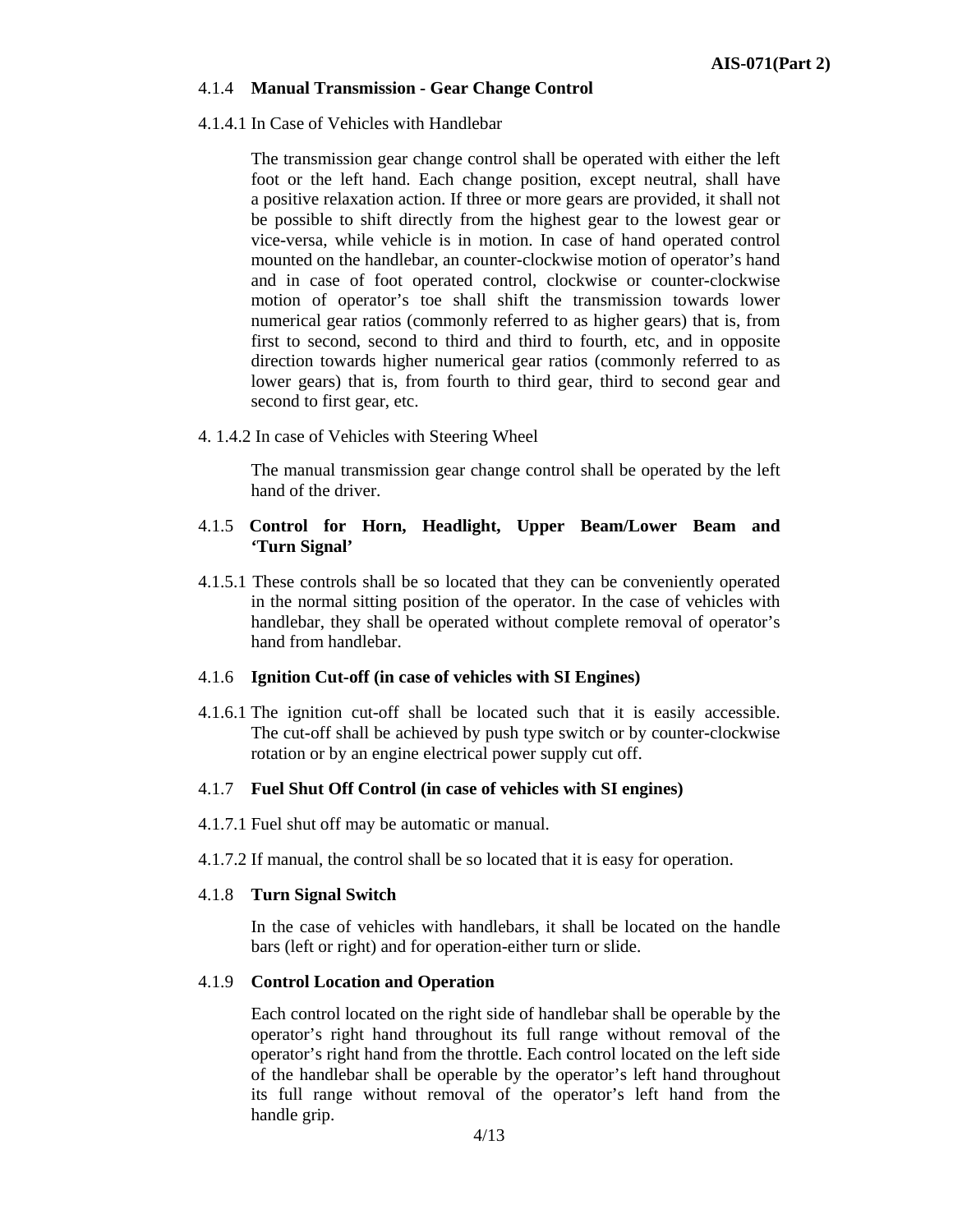#### 4.1.4 **Manual Transmission - Gear Change Control**

4.1.4.1 In Case of Vehicles with Handlebar

The transmission gear change control shall be operated with either the left foot or the left hand. Each change position, except neutral, shall have a positive relaxation action. If three or more gears are provided, it shall not be possible to shift directly from the highest gear to the lowest gear or vice-versa, while vehicle is in motion. In case of hand operated control mounted on the handlebar, an counter-clockwise motion of operator's hand and in case of foot operated control, clockwise or counter-clockwise motion of operator's toe shall shift the transmission towards lower numerical gear ratios (commonly referred to as higher gears) that is, from first to second, second to third and third to fourth, etc, and in opposite direction towards higher numerical gear ratios (commonly referred to as lower gears) that is, from fourth to third gear, third to second gear and second to first gear, etc.

4. 1.4.2 In case of Vehicles with Steering Wheel

The manual transmission gear change control shall be operated by the left hand of the driver.

#### 4.1.5 **Control for Horn, Headlight, Upper Beam/Lower Beam and 'Turn Signal'**

4.1.5.1 These controls shall be so located that they can be conveniently operated in the normal sitting position of the operator. In the case of vehicles with handlebar, they shall be operated without complete removal of operator's hand from handlebar.

#### 4.1.6 **Ignition Cut-off (in case of vehicles with SI Engines)**

4.1.6.1 The ignition cut-off shall be located such that it is easily accessible. The cut-off shall be achieved by push type switch or by counter-clockwise rotation or by an engine electrical power supply cut off.

#### 4.1.7 **Fuel Shut Off Control (in case of vehicles with SI engines)**

4.1.7.1 Fuel shut off may be automatic or manual.

4.1.7.2 If manual, the control shall be so located that it is easy for operation.

#### 4.1.8 **Turn Signal Switch**

In the case of vehicles with handlebars, it shall be located on the handle bars (left or right) and for operation-either turn or slide.

#### 4.1.9 **Control Location and Operation**

Each control located on the right side of handlebar shall be operable by the operator's right hand throughout its full range without removal of the operator's right hand from the throttle. Each control located on the left side of the handlebar shall be operable by the operator's left hand throughout its full range without removal of the operator's left hand from the handle grip.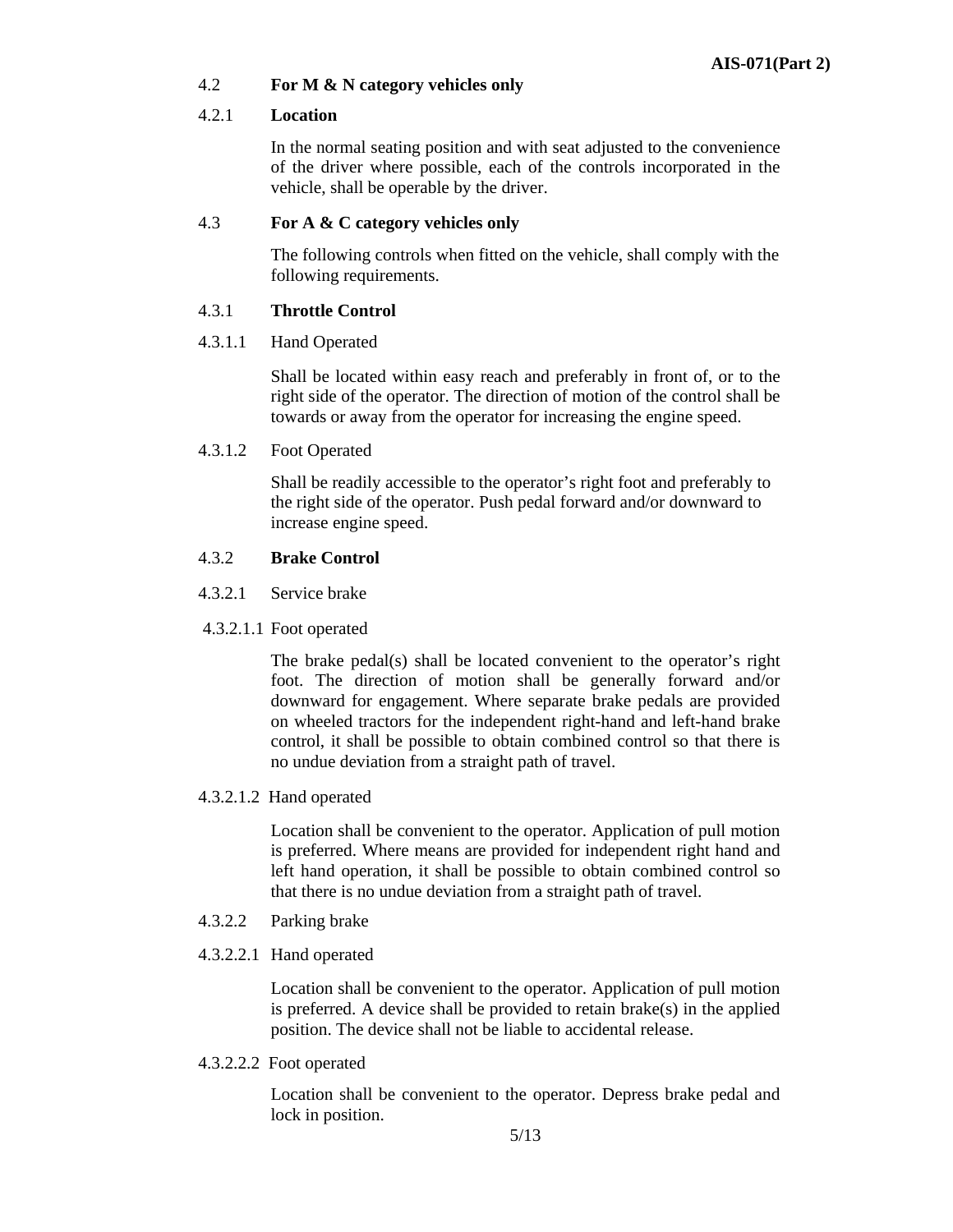### 4.2 For M & N category vehicles only

#### 4.2.1 Location

In the normal seating position and with seat adjusted to the convenience of the driver where possible, each of the controls incorporated in the vehicle, shall be operable by the driver.

### 4.3 For A & C category vehicles only

The following controls when fitted on the vehicle, shall comply with the following requirements.

#### 4.3.1 Throttle Control

4.3.1.1 Hand Operated

Shall be located within easy reach and preferably in front of, or to the right side of the operator. The direction of motion of the control shall be towards or away from the operator for increasing the engine speed.

4.3.1.2 Foot Operated

Shall be readily accessible to the operator's right foot and preferably to the right side of the operator. Push pedal forward and/or downward to increase engine speed.

#### 4.3.2 Brake Control

4.3.2.1 Service brake

4.3.2.1.1 Foot operated

The brake pedal(s) shall be located convenient to the operator's right foot. The direction of motion shall be generally forward and/or downward for engagement. Where separate brake pedals are provided on wheeled tractors for the independent right-hand and left-hand brake control, it shall be possible to obtain combined control so that there is no undue deviation from a straight path of travel.

4.3.2.1.2 Hand operated

Location shall be convenient to the operator. Application of pull motion is preferred. Where means are provided for independent right hand and left hand operation, it shall be possible to obtain combined control so that there is no undue deviation from a straight path of travel.

4.3.2.2 Parking brake

4.3.2.2.1 Hand operated

Location shall be convenient to the operator. Application of pull motion is preferred. A device shall be provided to retain brake(s) in the applied position. The device shall not be liable to accidental release.

4.3.2.2.2 Foot operated

Location shall be convenient to the operator. Depress brake pedal and lock in position.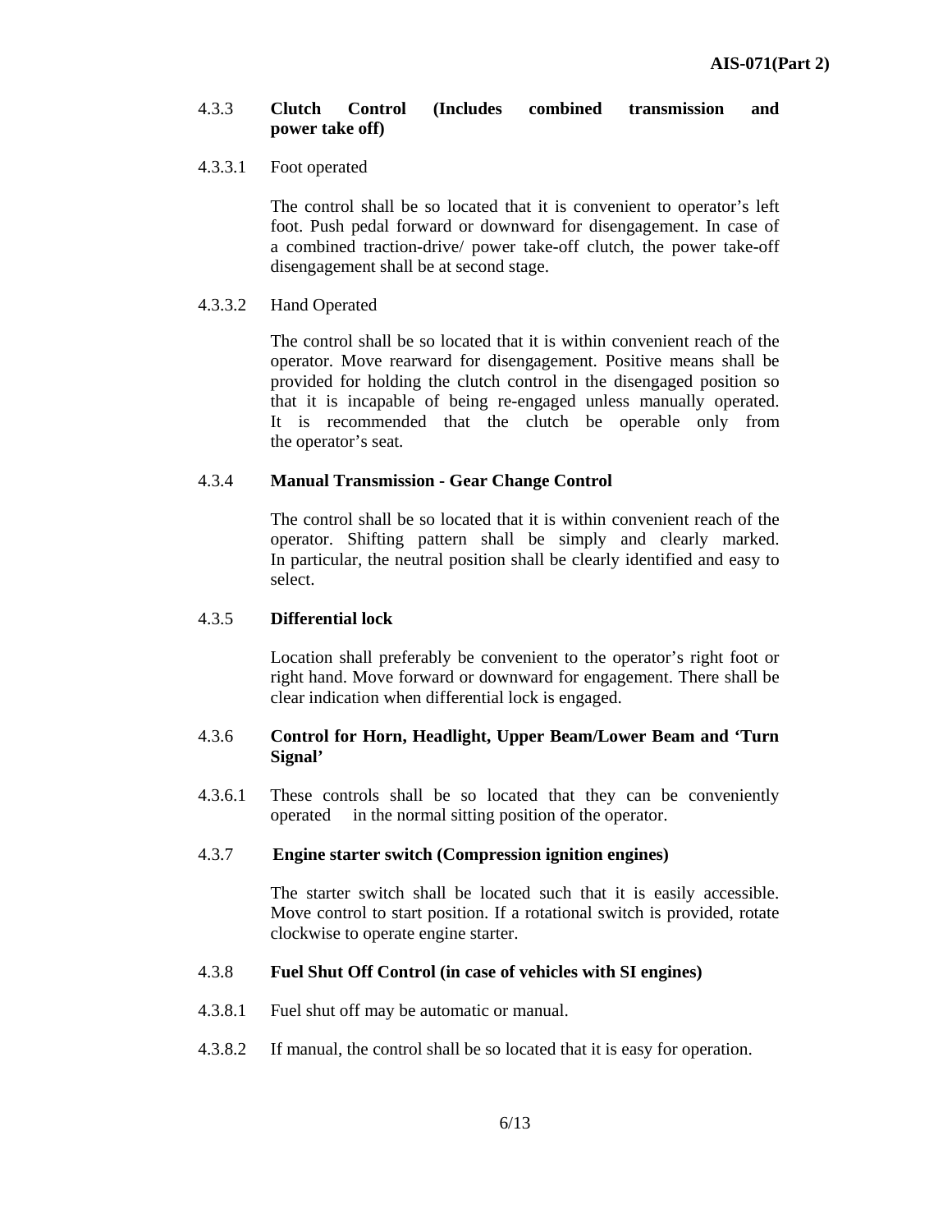### 4.3.3 Clutch Control (Includes combined transmission and power take off)

4.3.3.1 Foot operated

The control shall be so located that it is convenient to operator's left foot. Push pedal forward or downward for disengagement. In case of a combined traction-drive/ power take-off clutch, the power take-off disengagement shall be at second stage.

4.3.3.2 Hand Operated

The control shall be so located that it is within convenient reach of the operator. Move rearward for disengagement. Positive means shall be provided for holding the clutch control in the disengaged position so that it is incapable of being re-engaged unless manually operated. It is recommended that the clutch be operable only from the operator's seat.

### 4.3.4 Manual Transmission - Gear Change Control

The control shall be so located that it is within convenient reach of the operator. Shifting pattern shall be simply and clearly marked. In particular, the neutral position shall be clearly identified and easy to select.

### 4.3.5 Differential lock

Location shall preferably be convenient to the operator's right foot or right hand. Move forward or downward for engagement. There shall be clear indication when differential lock is engaged.

### 4.3.6 Control for Horn, Headlight, Upper Beam/Lower Beam and 'Turn Signal'

4.3.6.1 These controls shall be so located that they can be conveniently operated in the normal sitting position of the operator.

### 4.3.7 Engine starter switch (Compression ignition engines)

The starter switch shall be located such that it is easily accessible. Move control to start position. If a rotational switch is provided, rotate clockwise to operate engine starter.

### 4.3.8 Fuel Shut Off Control (in case of vehicles with SI engines)

4.3.8.1 Fuel shut off may be automatic or manual.

4.3.8.2 If manual, the control shall be so located that it is easy for operation.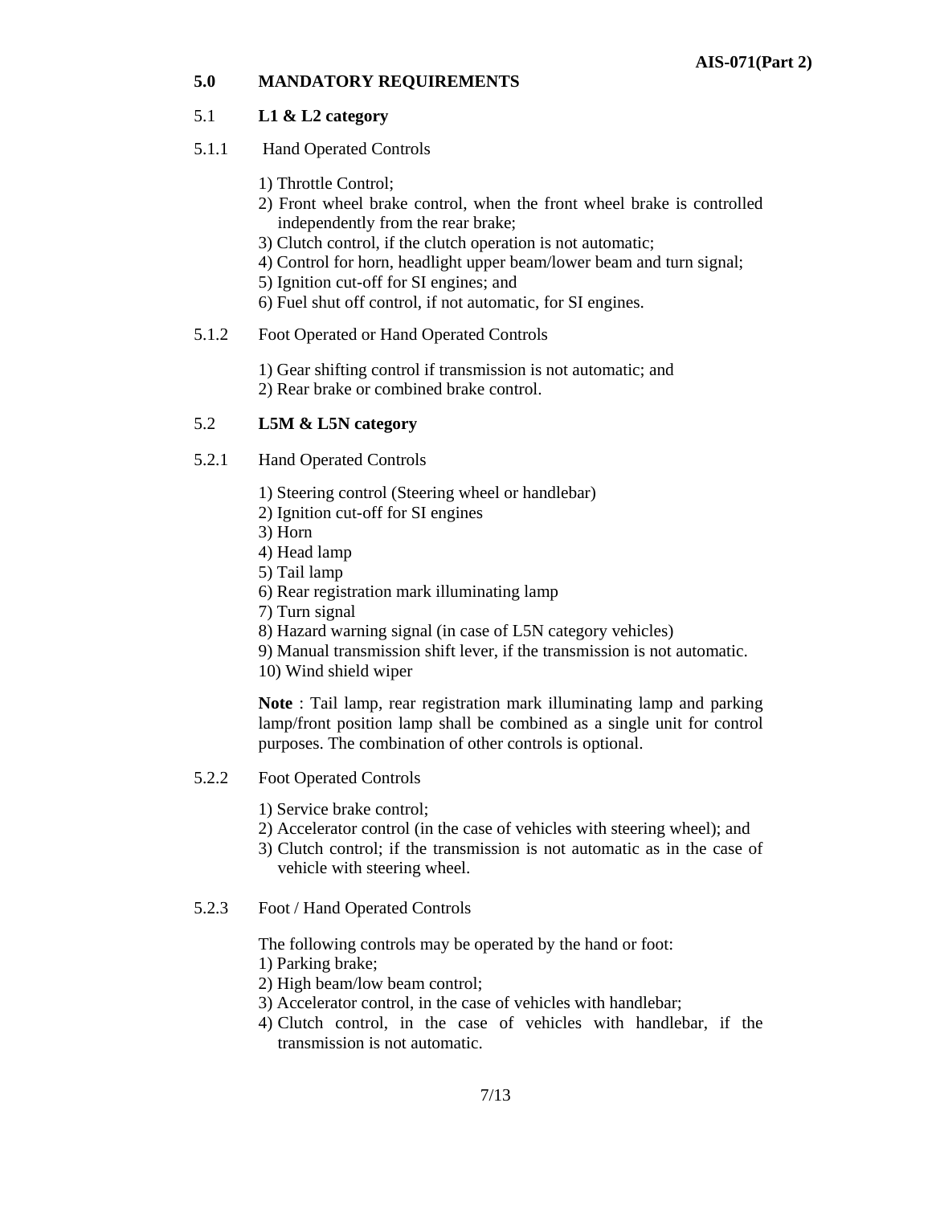## 5.0 MANDATORY REQUIREMENTS

### 5.1 **L1 & L2 category**

5.1.1 Hand Operated Controls

1) Throttle Control;
2) Front wheel brake control, when the front wheel brake is controlled independently from the rear brake;
3) Clutch control, if the clutch operation is not automatic;
4) Control for horn, headlight upper beam/lower beam and turn signal;
5) Ignition cut-off for SI engines; and
6) Fuel shut off control, if not automatic, for SI engines.

5.1.2 Foot Operated or Hand Operated Controls

1) Gear shifting control if transmission is not automatic; and
2) Rear brake or combined brake control.

### 5.2 **L5M & L5N category**

5.2.1 Hand Operated Controls

1) Steering control (Steering wheel or handlebar)
2) Ignition cut-off for SI engines
3) Horn
4) Head lamp
5) Tail lamp
6) Rear registration mark illuminating lamp
7) Turn signal
8) Hazard warning signal (in case of L5N category vehicles)
9) Manual transmission shift lever, if the transmission is not automatic.
10) Wind shield wiper

**Note** : Tail lamp, rear registration mark illuminating lamp and parking lamp/front position lamp shall be combined as a single unit for control purposes. The combination of other controls is optional.

5.2.2 Foot Operated Controls

1) Service brake control;
2) Accelerator control (in the case of vehicles with steering wheel); and
3) Clutch control; if the transmission is not automatic as in the case of vehicle with steering wheel.

5.2.3 Foot / Hand Operated Controls

The following controls may be operated by the hand or foot:
1) Parking brake;
2) High beam/low beam control;
3) Accelerator control, in the case of vehicles with handlebar;
4) Clutch control, in the case of vehicles with handlebar, if the transmission is not automatic.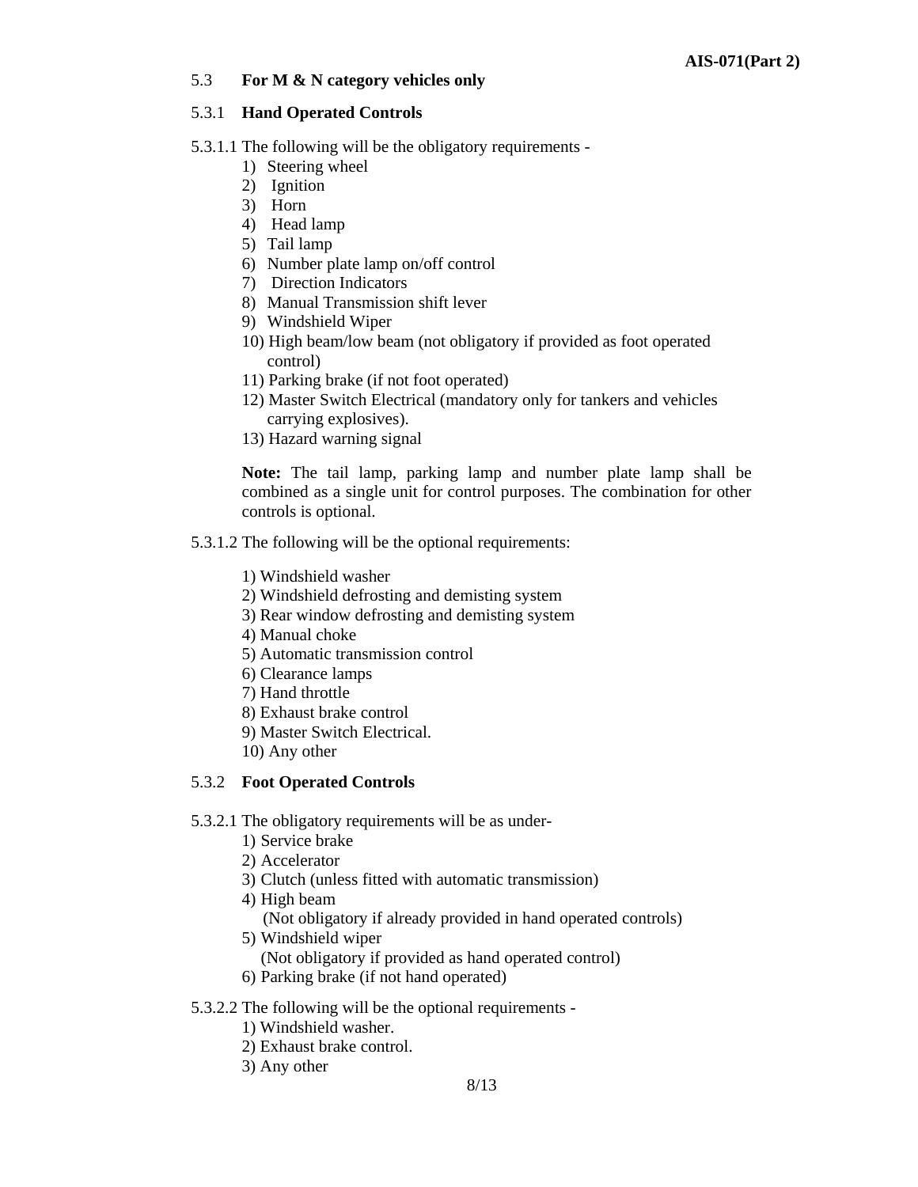5.3 **For M & N category vehicles only**

5.3.1 **Hand Operated Controls**

5.3.1.1 The following will be the obligatory requirements -

1) Steering wheel
2) Ignition
3) Horn
4) Head lamp
5) Tail lamp
6) Number plate lamp on/off control
7) Direction Indicators
8) Manual Transmission shift lever
9) Windshield Wiper
10) High beam/low beam (not obligatory if provided as foot operated control)
11) Parking brake (if not foot operated)
12) Master Switch Electrical (mandatory only for tankers and vehicles carrying explosives).
13) Hazard warning signal

**Note:** The tail lamp, parking lamp and number plate lamp shall be combined as a single unit for control purposes. The combination for other controls is optional.

5.3.1.2 The following will be the optional requirements:

1) Windshield washer
2) Windshield defrosting and demisting system
3) Rear window defrosting and demisting system
4) Manual choke
5) Automatic transmission control
6) Clearance lamps
7) Hand throttle
8) Exhaust brake control
9) Master Switch Electrical.
10) Any other

5.3.2 **Foot Operated Controls**

5.3.2.1 The obligatory requirements will be as under-

1) Service brake
2) Accelerator
3) Clutch (unless fitted with automatic transmission)
4) High beam
   (Not obligatory if already provided in hand operated controls)
5) Windshield wiper
   (Not obligatory if provided as hand operated control)
6) Parking brake (if not hand operated)

5.3.2.2 The following will be the optional requirements -

1) Windshield washer.
2) Exhaust brake control.
3) Any other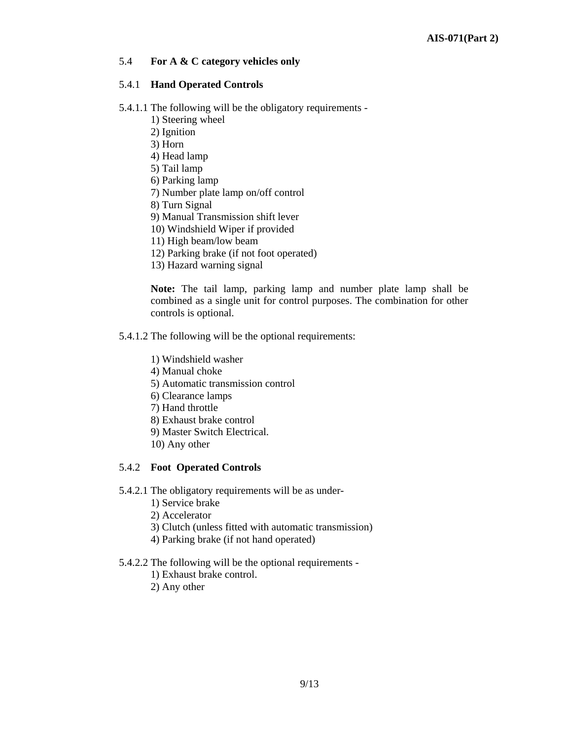5.4 **For A & C category vehicles only**

5.4.1 **Hand Operated Controls**

5.4.1.1 The following will be the obligatory requirements -

1) Steering wheel
2) Ignition
3) Horn
4) Head lamp
5) Tail lamp
6) Parking lamp
7) Number plate lamp on/off control
8) Turn Signal
9) Manual Transmission shift lever
10) Windshield Wiper if provided
11) High beam/low beam
12) Parking brake (if not foot operated)
13) Hazard warning signal

**Note:** The tail lamp, parking lamp and number plate lamp shall be combined as a single unit for control purposes. The combination for other controls is optional.

5.4.1.2 The following will be the optional requirements:

1) Windshield washer
4) Manual choke
5) Automatic transmission control
6) Clearance lamps
7) Hand throttle
8) Exhaust brake control
9) Master Switch Electrical.
10) Any other

5.4.2 **Foot Operated Controls**

5.4.2.1 The obligatory requirements will be as under-

1) Service brake
2) Accelerator
3) Clutch (unless fitted with automatic transmission)
4) Parking brake (if not hand operated)

5.4.2.2 The following will be the optional requirements -

1) Exhaust brake control.
2) Any other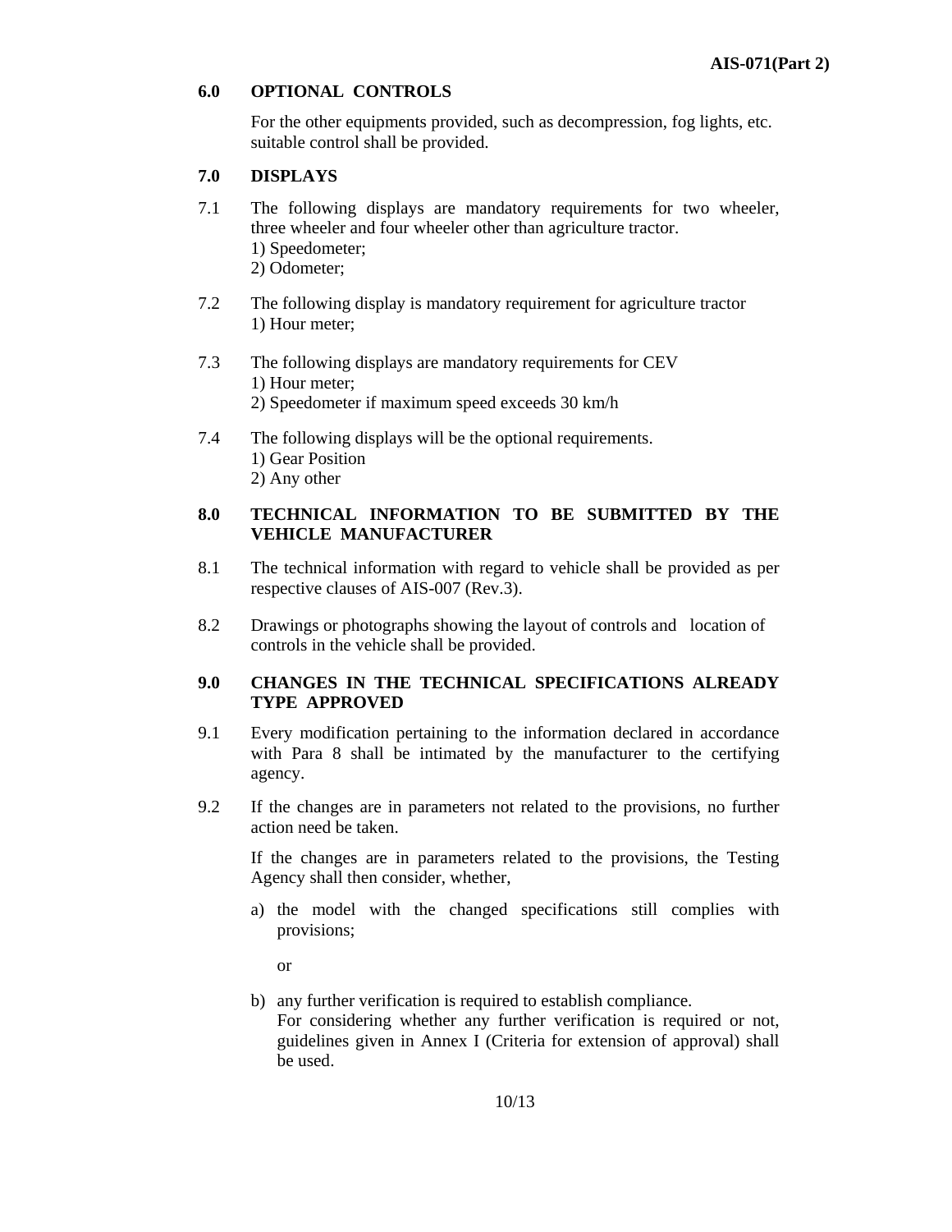## 6.0 OPTIONAL CONTROLS

For the other equipments provided, such as decompression, fog lights, etc. suitable control shall be provided.

## 7.0 DISPLAYS

7.1 The following displays are mandatory requirements for two wheeler, three wheeler and four wheeler other than agriculture tractor.

1) Speedometer;
2) Odometer;

7.2 The following display is mandatory requirement for agriculture tractor

1) Hour meter;

7.3 The following displays are mandatory requirements for CEV

1) Hour meter;
2) Speedometer if maximum speed exceeds 30 km/h

7.4 The following displays will be the optional requirements.

1) Gear Position
2) Any other

## 8.0 TECHNICAL INFORMATION TO BE SUBMITTED BY THE VEHICLE MANUFACTURER

8.1 The technical information with regard to vehicle shall be provided as per respective clauses of AIS-007 (Rev.3).

8.2 Drawings or photographs showing the layout of controls and location of controls in the vehicle shall be provided.

## 9.0 CHANGES IN THE TECHNICAL SPECIFICATIONS ALREADY TYPE APPROVED

9.1 Every modification pertaining to the information declared in accordance with Para 8 shall be intimated by the manufacturer to the certifying agency.

9.2 If the changes are in parameters not related to the provisions, no further action need be taken.

If the changes are in parameters related to the provisions, the Testing Agency shall then consider, whether,

a) the model with the changed specifications still complies with provisions;

or

b) any further verification is required to establish compliance.
For considering whether any further verification is required or not, guidelines given in Annex I (Criteria for extension of approval) shall be used.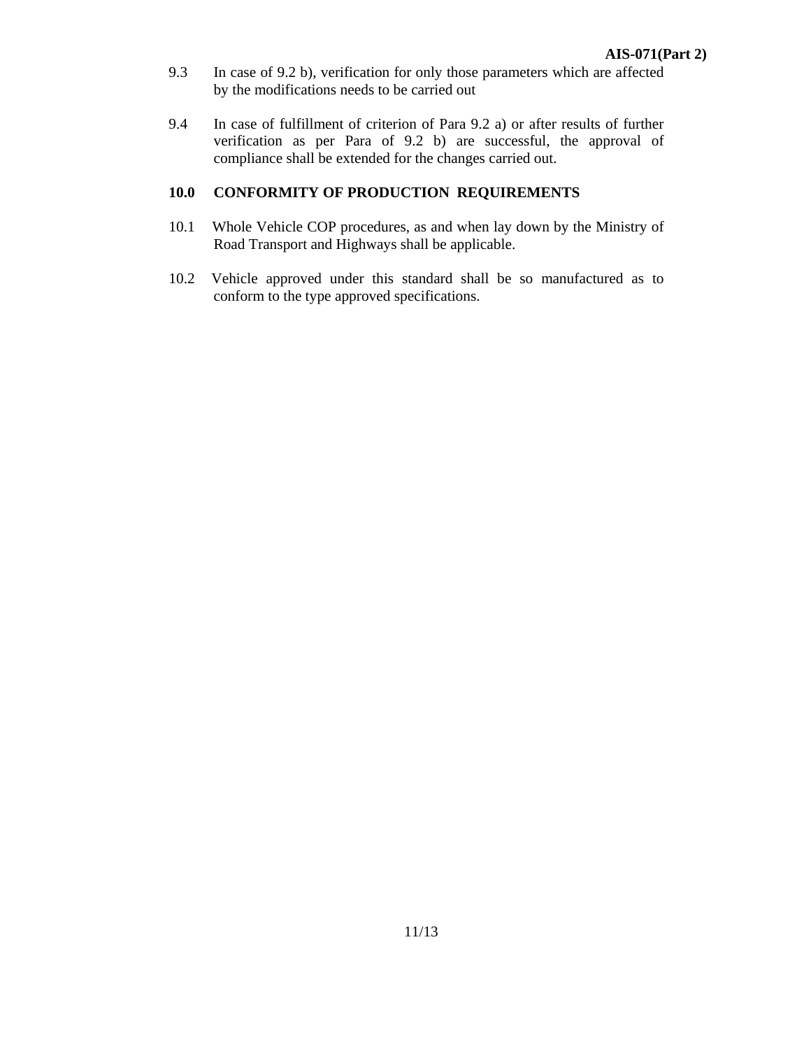9.3 In case of 9.2 b), verification for only those parameters which are affected by the modifications needs to be carried out

9.4 In case of fulfillment of criterion of Para 9.2 a) or after results of further verification as per Para of 9.2 b) are successful, the approval of compliance shall be extended for the changes carried out.

## 10.0 CONFORMITY OF PRODUCTION REQUIREMENTS

10.1 Whole Vehicle COP procedures, as and when lay down by the Ministry of Road Transport and Highways shall be applicable.

10.2 Vehicle approved under this standard shall be so manufactured as to conform to the type approved specifications.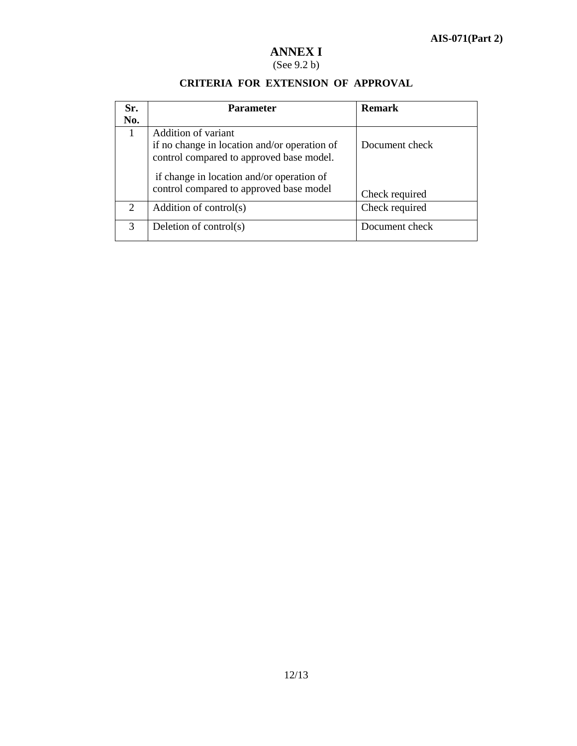# ANNEX I

(See 9.2 b)

## CRITERIA FOR EXTENSION OF APPROVAL

| Sr. No. | Parameter | Remark |
|---|---|---|
| 1 | Addition of variant<br>if no change in location and/or operation of control compared to approved base model.<br>if change in location and/or operation of control compared to approved base model | <br>Document check<br><br>Check required |
| 2 | Addition of control(s) | Check required |
| 3 | Deletion of control(s) | Document check |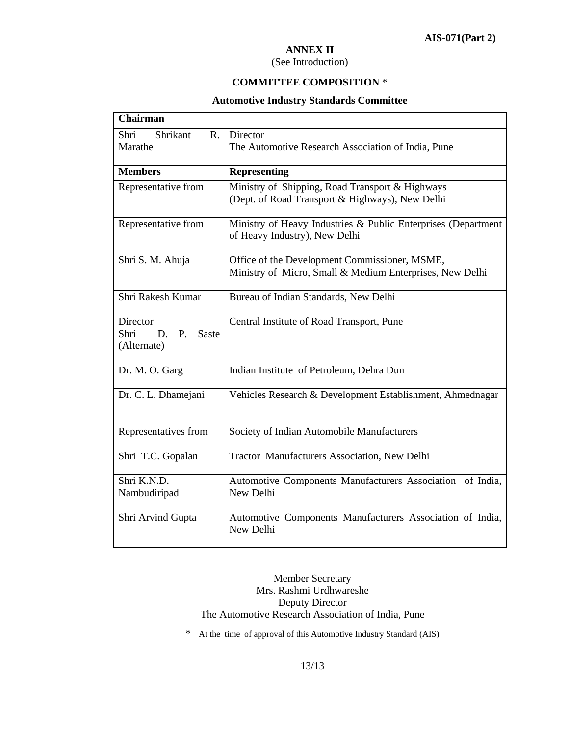## ANNEX II

(See Introduction)

### COMMITTEE COMPOSITION *

### Automotive Industry Standards Committee

| **Chairman** | |
|---|---|
| Shri Shrikant R. Marathe | Director<br>The Automotive Research Association of India, Pune |
| **Members** | **Representing** |
| Representative from | Ministry of Shipping, Road Transport & Highways<br>(Dept. of Road Transport & Highways), New Delhi |
| Representative from | Ministry of Heavy Industries & Public Enterprises (Department of Heavy Industry), New Delhi |
| Shri S. M. Ahuja | Office of the Development Commissioner, MSME,<br>Ministry of Micro, Small & Medium Enterprises, New Delhi |
| Shri Rakesh Kumar | Bureau of Indian Standards, New Delhi |
| Director<br>Shri D. P. Saste (Alternate) | Central Institute of Road Transport, Pune |
| Dr. M. O. Garg | Indian Institute of Petroleum, Dehra Dun |
| Dr. C. L. Dhamejani | Vehicles Research & Development Establishment, Ahmednagar |
| Representatives from | Society of Indian Automobile Manufacturers |
| Shri T.C. Gopalan | Tractor Manufacturers Association, New Delhi |
| Shri K.N.D. Nambudiripad | Automotive Components Manufacturers Association of India, New Delhi |
| Shri Arvind Gupta | Automotive Components Manufacturers Association of India, New Delhi |

Member Secretary
Mrs. Rashmi Urdhwareshe
Deputy Director
The Automotive Research Association of India, Pune

\* At the time of approval of this Automotive Industry Standard (AIS)